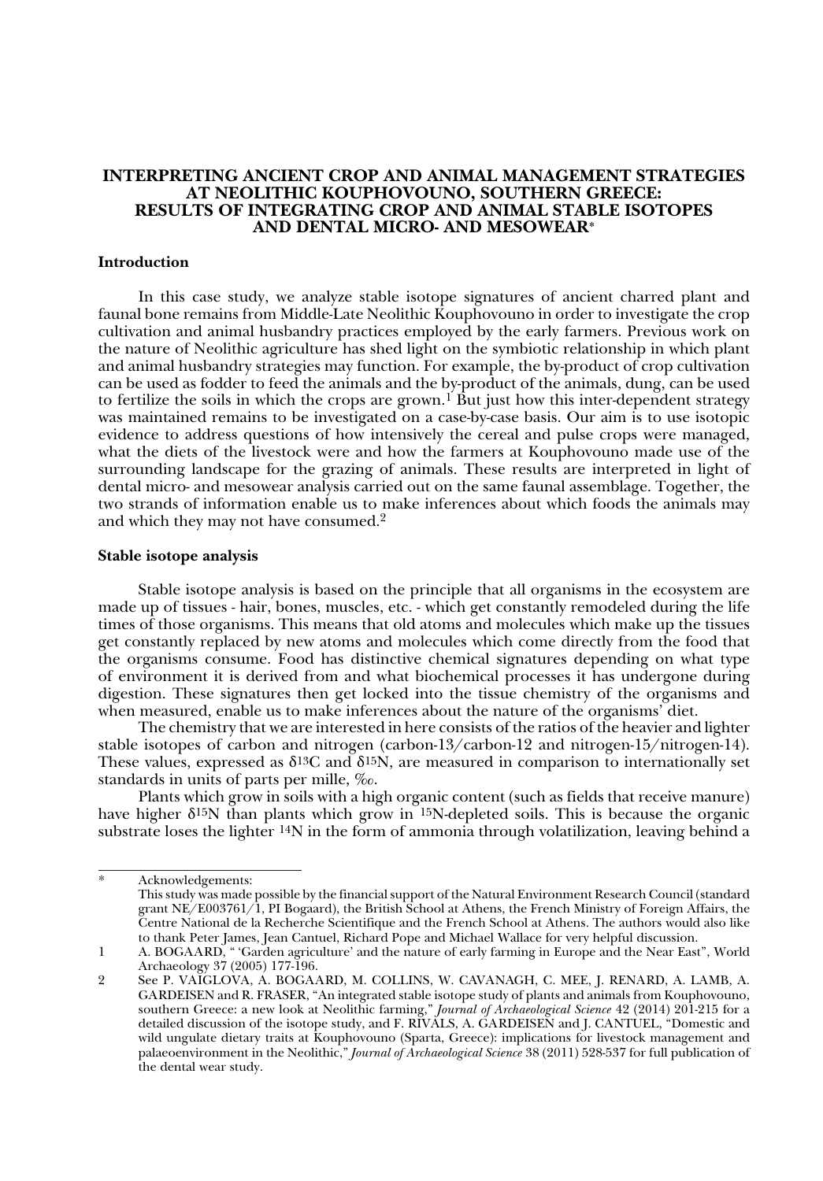# INTERPRETING ANCIENT CROP AND ANIMAL MANAGEMENT STRATEGIES AT NEOLITHIC KOUPHOVOUNO, SOUTHERN GREECE: RESULTS OF INTEGRATING CROP AND ANIMAL STABLE ISOTOPES AND DENTAL MICRO- AND MESOWEAR*

## Introduction

In this case study, we analyze stable isotope signatures of ancient charred plant and faunal bone remains from Middle-Late Neolithic Kouphovouno in order to investigate the crop cultivation and animal husbandry practices employed by the early farmers. Previous work on the nature of Neolithic agriculture has shed light on the symbiotic relationship in which plant and animal husbandry strategies may function. For example, the by-product of crop cultivation can be used as fodder to feed the animals and the by-product of the animals, dung, can be used to fertilize the soils in which the crops are grown.[1] But just how this inter-dependent strategy was maintained remains to be investigated on a case-by-case basis. Our aim is to use isotopic evidence to address questions of how intensively the cereal and pulse crops were managed, what the diets of the livestock were and how the farmers at Kouphovouno made use of the surrounding landscape for the grazing of animals. These results are interpreted in light of dental micro- and mesowear analysis carried out on the same faunal assemblage. Together, the two strands of information enable us to make inferences about which foods the animals may and which they may not have consumed.[2]

## Stable isotope analysis

Stable isotope analysis is based on the principle that all organisms in the ecosystem are made up of tissues - hair, bones, muscles, etc. - which get constantly remodeled during the life times of those organisms. This means that old atoms and molecules which make up the tissues get constantly replaced by new atoms and molecules which come directly from the food that the organisms consume. Food has distinctive chemical signatures depending on what type of environment it is derived from and what biochemical processes it has undergone during digestion. These signatures then get locked into the tissue chemistry of the organisms and when measured, enable us to make inferences about the nature of the organisms' diet.

The chemistry that we are interested in here consists of the ratios of the heavier and lighter stable isotopes of carbon and nitrogen (carbon-13/carbon-12 and nitrogen-15/nitrogen-14). These values, expressed as $\delta^{13}C$ and $\delta^{15}N$, are measured in comparison to internationally set standards in units of parts per mille, ‰.

Plants which grow in soils with a high organic content (such as fields that receive manure) have higher $\delta^{15}N$ than plants which grow in $^{15}N$-depleted soils. This is because the organic substrate loses the lighter $^{14}N$ in the form of ammonia through volatilization, leaving behind a

---

\* Acknowledgements:
This study was made possible by the financial support of the Natural Environment Research Council (standard grant NE/E003761/1, PI Bogaard), the British School at Athens, the French Ministry of Foreign Affairs, the Centre National de la Recherche Scientifique and the French School at Athens. The authors would also like to thank Peter James, Jean Cantuel, Richard Pope and Michael Wallace for very helpful discussion.

1 A. BOGAARD, " 'Garden agriculture' and the nature of early farming in Europe and the Near East", World Archaeology 37 (2005) 177-196.

2 See P. VAIGLOVA, A. BOGAARD, M. COLLINS, W. CAVANAGH, C. MEE, J. RENARD, A. LAMB, A. GARDEISEN and R. FRASER, "An integrated stable isotope study of plants and animals from Kouphovouno, southern Greece: a new look at Neolithic farming," *Journal of Archaeological Science* 42 (2014) 201-215 for a detailed discussion of the isotope study, and F. RIVALS, A. GARDEISEN and J. CANTUEL, "Domestic and wild ungulate dietary traits at Kouphovouno (Sparta, Greece): implications for livestock management and palaeoenvironment in the Neolithic," *Journal of Archaeological Science* 38 (2011) 528-537 for full publication of the dental wear study.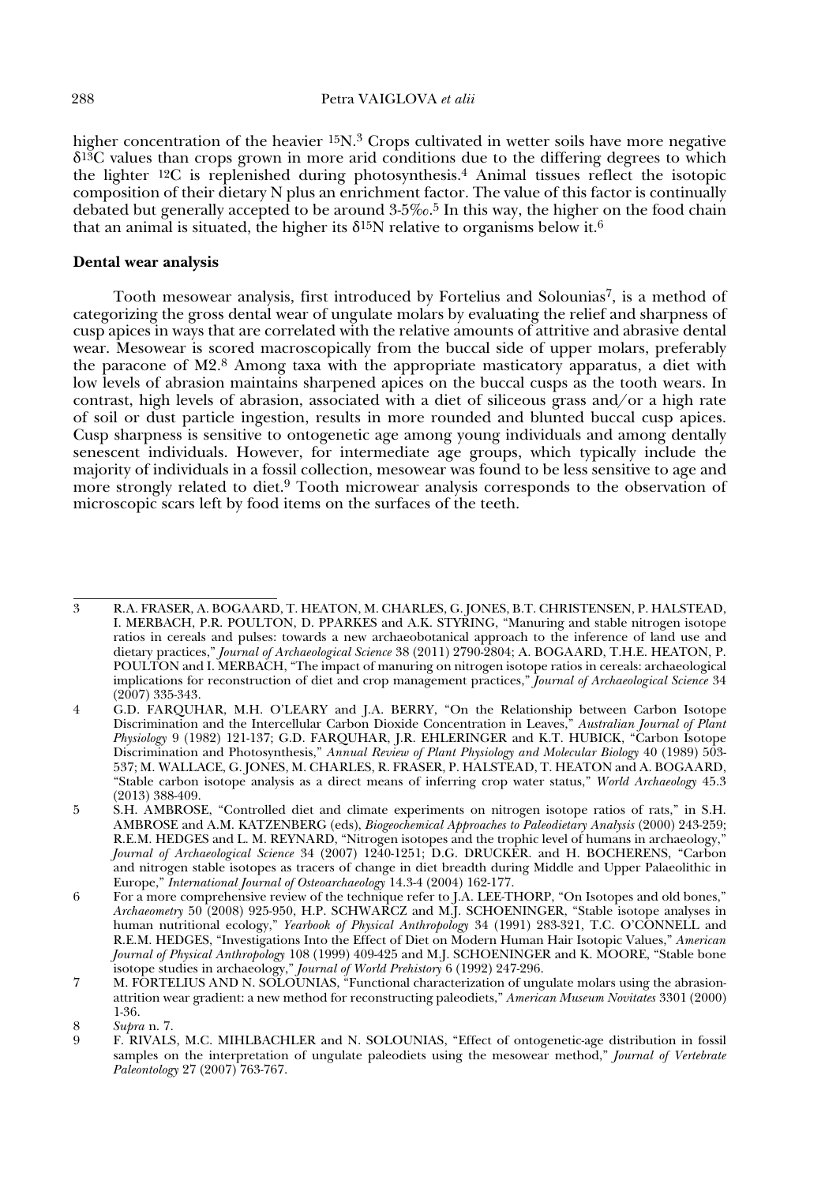higher concentration of the heavier $^{15}N$.[3] Crops cultivated in wetter soils have more negative $\delta^{13}C$ values than crops grown in more arid conditions due to the differing degrees to which the lighter $^{12}C$ is replenished during photosynthesis.[4] Animal tissues reflect the isotopic composition of their dietary N plus an enrichment factor. The value of this factor is continually debated but generally accepted to be around 3-5‰.[5] In this way, the higher on the food chain that an animal is situated, the higher its $\delta^{15}N$ relative to organisms below it.[6]

**Dental wear analysis**

Tooth mesowear analysis, first introduced by Fortelius and Solounias[7], is a method of categorizing the gross dental wear of ungulate molars by evaluating the relief and sharpness of cusp apices in ways that are correlated with the relative amounts of attritive and abrasive dental wear. Mesowear is scored macroscopically from the buccal side of upper molars, preferably the paracone of M2.[8] Among taxa with the appropriate masticatory apparatus, a diet with low levels of abrasion maintains sharpened apices on the buccal cusps as the tooth wears. In contrast, high levels of abrasion, associated with a diet of siliceous grass and/or a high rate of soil or dust particle ingestion, results in more rounded and blunted buccal cusp apices. Cusp sharpness is sensitive to ontogenetic age among young individuals and among dentally senescent individuals. However, for intermediate age groups, which typically include the majority of individuals in a fossil collection, mesowear was found to be less sensitive to age and more strongly related to diet.[9] Tooth microwear analysis corresponds to the observation of microscopic scars left by food items on the surfaces of the teeth.

---

3 R.A. FRASER, A. BOGAARD, T. HEATON, M. CHARLES, G. JONES, B.T. CHRISTENSEN, P. HALSTEAD, I. MERBACH, P.R. POULTON, D. PPARKES and A.K. STYRING, "Manuring and stable nitrogen isotope ratios in cereals and pulses: towards a new archaeobotanical approach to the inference of land use and dietary practices," *Journal of Archaeological Science* 38 (2011) 2790-2804; A. BOGAARD, T.H.E. HEATON, P. POULTON and I. MERBACH, "The impact of manuring on nitrogen isotope ratios in cereals: archaeological implications for reconstruction of diet and crop management practices," *Journal of Archaeological Science* 34 (2007) 335-343.

4 G.D. FARQUHAR, M.H. O'LEARY and J.A. BERRY, "On the Relationship between Carbon Isotope Discrimination and the Intercellular Carbon Dioxide Concentration in Leaves," *Australian Journal of Plant Physiology* 9 (1982) 121-137; G.D. FARQUHAR, J.R. EHLERINGER and K.T. HUBICK, "Carbon Isotope Discrimination and Photosynthesis," *Annual Review of Plant Physiology and Molecular Biology* 40 (1989) 503-537; M. WALLACE, G. JONES, M. CHARLES, R. FRASER, P. HALSTEAD, T. HEATON and A. BOGAARD, "Stable carbon isotope analysis as a direct means of inferring crop water status," *World Archaeology* 45.3 (2013) 388-409.

5 S.H. AMBROSE, "Controlled diet and climate experiments on nitrogen isotope ratios of rats," in S.H. AMBROSE and A.M. KATZENBERG (eds), *Biogeochemical Approaches to Paleodietary Analysis* (2000) 243-259; R.E.M. HEDGES and L. M. REYNARD, "Nitrogen isotopes and the trophic level of humans in archaeology," *Journal of Archaeological Science* 34 (2007) 1240-1251; D.G. DRUCKER. and H. BOCHERENS, "Carbon and nitrogen stable isotopes as tracers of change in diet breadth during Middle and Upper Palaeolithic in Europe," *International Journal of Osteoarchaeology* 14.3-4 (2004) 162-177.

6 For a more comprehensive review of the technique refer to J.A. LEE-THORP, "On Isotopes and old bones," *Archaeometry* 50 (2008) 925-950, H.P. SCHWARCZ and M.J. SCHOENINGER, "Stable isotope analyses in human nutritional ecology," *Yearbook of Physical Anthropology* 34 (1991) 283-321, T.C. O'CONNELL and R.E.M. HEDGES, "Investigations Into the Effect of Diet on Modern Human Hair Isotopic Values," *American Journal of Physical Anthropology* 108 (1999) 409-425 and M.J. SCHOENINGER and K. MOORE, "Stable bone isotope studies in archaeology," *Journal of World Prehistory* 6 (1992) 247-296.

7 M. FORTELIUS AND N. SOLOUNIAS, "Functional characterization of ungulate molars using the abrasion-attrition wear gradient: a new method for reconstructing paleodiets," *American Museum Novitates* 3301 (2000) 1-36.

8 *Supra* n. 7.

9 F. RIVALS, M.C. MIHLBACHLER and N. SOLOUNIAS, "Effect of ontogenetic-age distribution in fossil samples on the interpretation of ungulate paleodiets using the mesowear method," *Journal of Vertebrate Paleontology* 27 (2007) 763-767.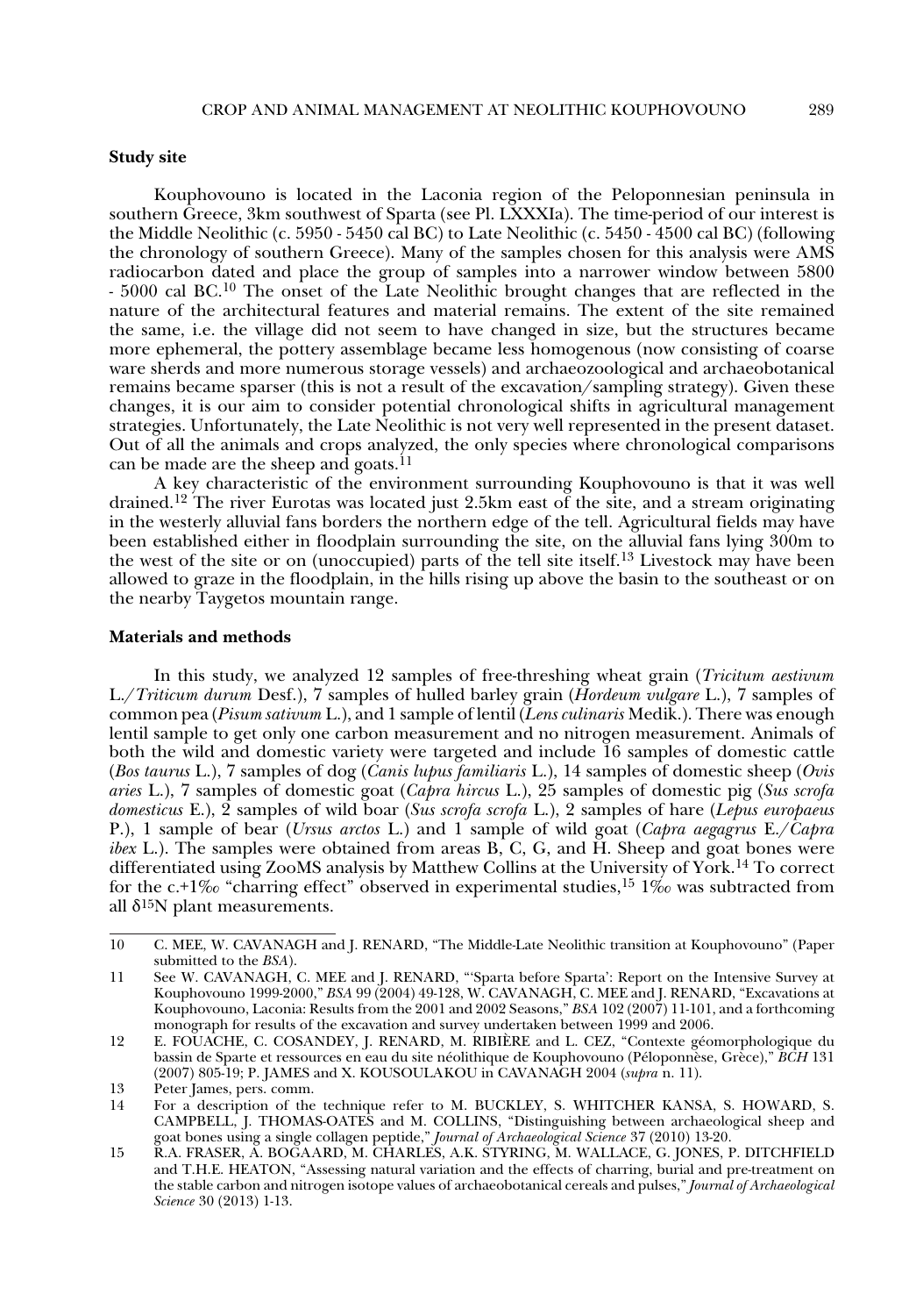**Study site**

Kouphovouno is located in the Laconia region of the Peloponnesian peninsula in southern Greece, 3km southwest of Sparta (see Pl. LXXXIa). The time-period of our interest is the Middle Neolithic (c. 5950 - 5450 cal BC) to Late Neolithic (c. 5450 - 4500 cal BC) (following the chronology of southern Greece). Many of the samples chosen for this analysis were AMS radiocarbon dated and place the group of samples into a narrower window between 5800 - 5000 cal BC.[10] The onset of the Late Neolithic brought changes that are reflected in the nature of the architectural features and material remains. The extent of the site remained the same, i.e. the village did not seem to have changed in size, but the structures became more ephemeral, the pottery assemblage became less homogenous (now consisting of coarse ware sherds and more numerous storage vessels) and archaeozoological and archaeobotanical remains became sparser (this is not a result of the excavation/sampling strategy). Given these changes, it is our aim to consider potential chronological shifts in agricultural management strategies. Unfortunately, the Late Neolithic is not very well represented in the present dataset. Out of all the animals and crops analyzed, the only species where chronological comparisons can be made are the sheep and goats.[11]

A key characteristic of the environment surrounding Kouphovouno is that it was well drained.[12] The river Eurotas was located just 2.5km east of the site, and a stream originating in the westerly alluvial fans borders the northern edge of the tell. Agricultural fields may have been established either in floodplain surrounding the site, on the alluvial fans lying 300m to the west of the site or on (unoccupied) parts of the tell site itself.[13] Livestock may have been allowed to graze in the floodplain, in the hills rising up above the basin to the southeast or on the nearby Taygetos mountain range.

**Materials and methods**

In this study, we analyzed 12 samples of free-threshing wheat grain (*Tricitum aestivum* L./*Triticum durum* Desf.), 7 samples of hulled barley grain (*Hordeum vulgare* L.), 7 samples of common pea (*Pisum sativum* L.), and 1 sample of lentil (*Lens culinaris* Medik.). There was enough lentil sample to get only one carbon measurement and no nitrogen measurement. Animals of both the wild and domestic variety were targeted and include 16 samples of domestic cattle (*Bos taurus* L.), 7 samples of dog (*Canis lupus familiaris* L.), 14 samples of domestic sheep (*Ovis aries* L.), 7 samples of domestic goat (*Capra hircus* L.), 25 samples of domestic pig (*Sus scrofa domesticus* E.), 2 samples of wild boar (*Sus scrofa scrofa* L.), 2 samples of hare (*Lepus europaeus* P.), 1 sample of bear (*Ursus arctos* L.) and 1 sample of wild goat (*Capra aegagrus* E./*Capra ibex* L.). The samples were obtained from areas B, C, G, and H. Sheep and goat bones were differentiated using ZooMS analysis by Matthew Collins at the University of York.[14] To correct for the c.+1‰ "charring effect" observed in experimental studies,[15] 1‰ was subtracted from all $\delta^{15}N$ plant measurements.

---

10 C. MEE, W. CAVANAGH and J. RENARD, "The Middle-Late Neolithic transition at Kouphovouno" (Paper submitted to the *BSA*).

11 See W. CAVANAGH, C. MEE and J. RENARD, "'Sparta before Sparta': Report on the Intensive Survey at Kouphovouno 1999-2000," *BSA* 99 (2004) 49-128, W. CAVANAGH, C. MEE and J. RENARD, "Excavations at Kouphovouno, Laconia: Results from the 2001 and 2002 Seasons," *BSA* 102 (2007) 11-101, and a forthcoming monograph for results of the excavation and survey undertaken between 1999 and 2006.

12 E. FOUACHE, C. COSANDEY, J. RENARD, M. RIBIÈRE and L. CEZ, "Contexte géomorphologique du bassin de Sparte et ressources en eau du site néolithique de Kouphovouno (Péloponnèse, Grèce)," *BCH* 131 (2007) 805-19; P. JAMES and X. KOUSOULAKOU in CAVANAGH 2004 (*supra* n. 11).

13 Peter James, pers. comm.

14 For a description of the technique refer to M. BUCKLEY, S. WHITCHER KANSA, S. HOWARD, S. CAMPBELL, J. THOMAS-OATES and M. COLLINS, "Distinguishing between archaeological sheep and goat bones using a single collagen peptide," *Journal of Archaeological Science* 37 (2010) 13-20.

15 R.A. FRASER, A. BOGAARD, M. CHARLES, A.K. STYRING, M. WALLACE, G. JONES, P. DITCHFIELD and T.H.E. HEATON, "Assessing natural variation and the effects of charring, burial and pre-treatment on the stable carbon and nitrogen isotope values of archaeobotanical cereals and pulses," *Journal of Archaeological Science* 30 (2013) 1-13.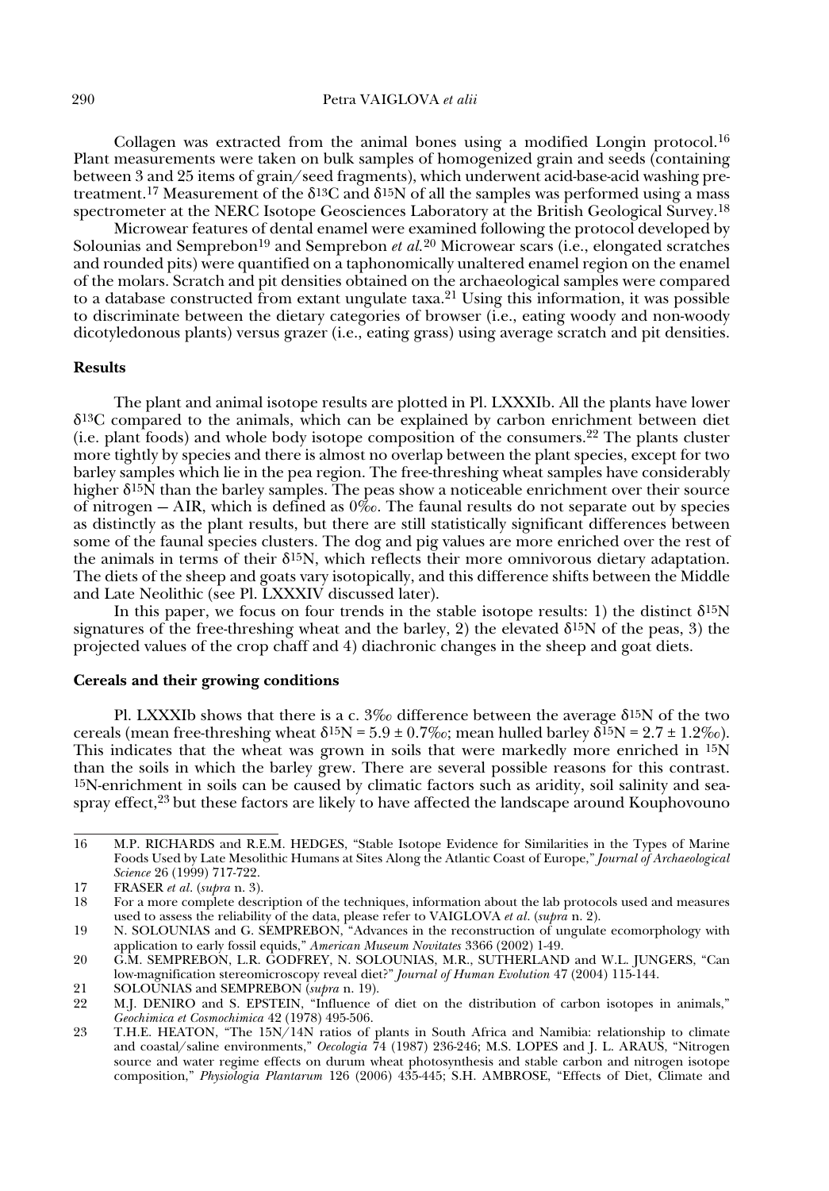Collagen was extracted from the animal bones using a modified Longin protocol.[16] Plant measurements were taken on bulk samples of homogenized grain and seeds (containing between 3 and 25 items of grain/seed fragments), which underwent acid-base-acid washing pre-treatment.[17] Measurement of the $\delta^{13}C$ and $\delta^{15}N$ of all the samples was performed using a mass spectrometer at the NERC Isotope Geosciences Laboratory at the British Geological Survey.[18]

Microwear features of dental enamel were examined following the protocol developed by Solounias and Semprebon[19] and Semprebon *et al.*[20] Microwear scars (i.e., elongated scratches and rounded pits) were quantified on a taphonomically unaltered enamel region on the enamel of the molars. Scratch and pit densities obtained on the archaeological samples were compared to a database constructed from extant ungulate taxa.[21] Using this information, it was possible to discriminate between the dietary categories of browser (i.e., eating woody and non-woody dicotyledonous plants) versus grazer (i.e., eating grass) using average scratch and pit densities.

## Results

The plant and animal isotope results are plotted in Pl. LXXXIb. All the plants have lower $\delta^{13}C$ compared to the animals, which can be explained by carbon enrichment between diet (i.e. plant foods) and whole body isotope composition of the consumers.[22] The plants cluster more tightly by species and there is almost no overlap between the plant species, except for two barley samples which lie in the pea region. The free-threshing wheat samples have considerably higher $\delta^{15}N$ than the barley samples. The peas show a noticeable enrichment over their source of nitrogen – AIR, which is defined as 0‰. The faunal results do not separate out by species as distinctly as the plant results, but there are still statistically significant differences between some of the faunal species clusters. The dog and pig values are more enriched over the rest of the animals in terms of their $\delta^{15}N$, which reflects their more omnivorous dietary adaptation. The diets of the sheep and goats vary isotopically, and this difference shifts between the Middle and Late Neolithic (see Pl. LXXXIV discussed later).

In this paper, we focus on four trends in the stable isotope results: 1) the distinct $\delta^{15}N$ signatures of the free-threshing wheat and the barley, 2) the elevated $\delta^{15}N$ of the peas, 3) the projected values of the crop chaff and 4) diachronic changes in the sheep and goat diets.

## Cereals and their growing conditions

Pl. LXXXIb shows that there is a c. 3‰ difference between the average $\delta^{15}N$ of the two cereals (mean free-threshing wheat $\delta^{15}N = 5.9 \pm 0.7$‰; mean hulled barley $\delta^{15}N = 2.7 \pm 1.2$‰). This indicates that the wheat was grown in soils that were markedly more enriched in $^{15}N$ than the soils in which the barley grew. There are several possible reasons for this contrast. $^{15}N$-enrichment in soils can be caused by climatic factors such as aridity, soil salinity and sea-spray effect,[23] but these factors are likely to have affected the landscape around Kouphovouno

---

16 M.P. RICHARDS and R.E.M. HEDGES, "Stable Isotope Evidence for Similarities in the Types of Marine Foods Used by Late Mesolithic Humans at Sites Along the Atlantic Coast of Europe," *Journal of Archaeological Science* 26 (1999) 717-722.

17 FRASER *et al.* (*supra* n. 3).

18 For a more complete description of the techniques, information about the lab protocols used and measures used to assess the reliability of the data, please refer to VAIGLOVA *et al.* (*supra* n. 2).

19 N. SOLOUNIAS and G. SEMPREBON, "Advances in the reconstruction of ungulate ecomorphology with application to early fossil equids," *American Museum Novitates* 3366 (2002) 1-49.

20 G.M. SEMPREBON, L.R. GODFREY, N. SOLOUNIAS, M.R., SUTHERLAND and W.L. JUNGERS, "Can low-magnification stereomicroscopy reveal diet?" *Journal of Human Evolution* 47 (2004) 115-144.

21 SOLOUNIAS and SEMPREBON (*supra* n. 19).

22 M.J. DENIRO and S. EPSTEIN, "Influence of diet on the distribution of carbon isotopes in animals," *Geochimica et Cosmochimica* 42 (1978) 495-506.

23 T.H.E. HEATON, "The 15N/14N ratios of plants in South Africa and Namibia: relationship to climate and coastal/saline environments," *Oecologia* 74 (1987) 236-246; M.S. LOPES and J. L. ARAUS, "Nitrogen source and water regime effects on durum wheat photosynthesis and stable carbon and nitrogen isotope composition," *Physiologia Plantarum* 126 (2006) 435-445; S.H. AMBROSE, "Effects of Diet, Climate and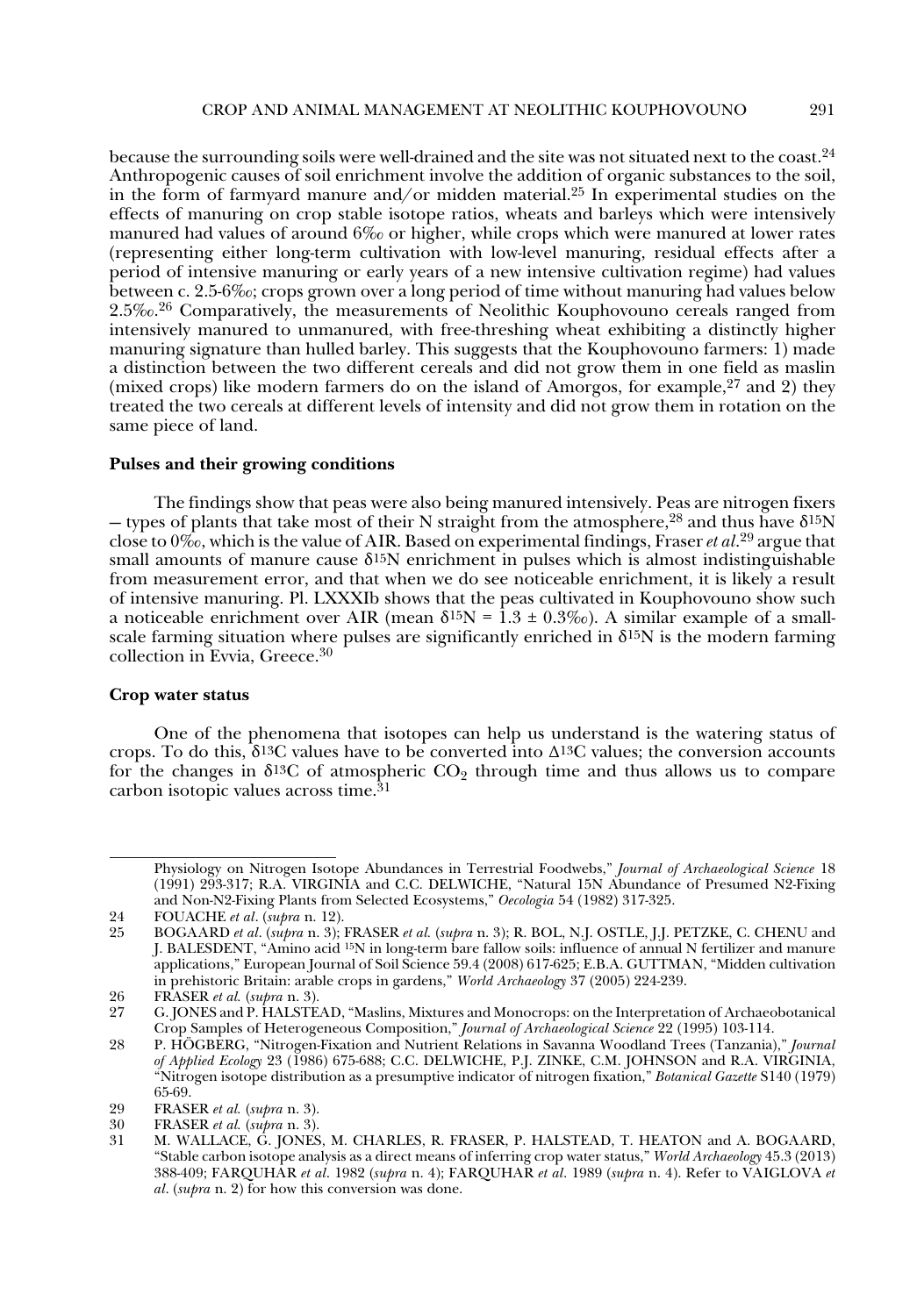because the surrounding soils were well-drained and the site was not situated next to the coast.[24] Anthropogenic causes of soil enrichment involve the addition of organic substances to the soil, in the form of farmyard manure and/or midden material.[25] In experimental studies on the effects of manuring on crop stable isotope ratios, wheats and barleys which were intensively manured had values of around 6‰ or higher, while crops which were manured at lower rates (representing either long-term cultivation with low-level manuring, residual effects after a period of intensive manuring or early years of a new intensive cultivation regime) had values between c. 2.5-6‰; crops grown over a long period of time without manuring had values below 2.5‰.[26] Comparatively, the measurements of Neolithic Kouphovouno cereals ranged from intensively manured to unmanured, with free-threshing wheat exhibiting a distinctly higher manuring signature than hulled barley. This suggests that the Kouphovouno farmers: 1) made a distinction between the two different cereals and did not grow them in one field as maslin (mixed crops) like modern farmers do on the island of Amorgos, for example,[27] and 2) they treated the two cereals at different levels of intensity and did not grow them in rotation on the same piece of land.

### Pulses and their growing conditions

The findings show that peas were also being manured intensively. Peas are nitrogen fixers – types of plants that take most of their N straight from the atmosphere,[28] and thus have $\delta^{15}N$ close to 0‰, which is the value of AIR. Based on experimental findings, Fraser *et al.*[29] argue that small amounts of manure cause $\delta^{15}N$ enrichment in pulses which is almost indistinguishable from measurement error, and that when we do see noticeable enrichment, it is likely a result of intensive manuring. Pl. LXXXIb shows that the peas cultivated in Kouphovouno show such a noticeable enrichment over AIR (mean $\delta^{15}N = 1.3 \pm 0.3$‰). A similar example of a small-scale farming situation where pulses are significantly enriched in $\delta^{15}N$ is the modern farming collection in Evvia, Greece.[30]

### Crop water status

One of the phenomena that isotopes can help us understand is the watering status of crops. To do this, $\delta^{13}C$ values have to be converted into $\Delta^{13}C$ values; the conversion accounts for the changes in $\delta^{13}C$ of atmospheric $CO_2$ through time and thus allows us to compare carbon isotopic values across time.[31]

---

Physiology on Nitrogen Isotope Abundances in Terrestrial Foodwebs," *Journal of Archaeological Science* 18 (1991) 293-317; R.A. VIRGINIA and C.C. DELWICHE, "Natural 15N Abundance of Presumed N2-Fixing and Non-N2-Fixing Plants from Selected Ecosystems," *Oecologia* 54 (1982) 317-325.

24 FOUACHE *et al*. (*supra* n. 12).

25 BOGAARD *et al*. (*supra* n. 3); FRASER *et al.* (*supra* n. 3); R. BOL, N.J. OSTLE, J.J. PETZKE, C. CHENU and J. BALESDENT, "Amino acid $^{15}N$ in long-term bare fallow soils: influence of annual N fertilizer and manure applications," European Journal of Soil Science 59.4 (2008) 617-625; E.B.A. GUTTMAN, "Midden cultivation in prehistoric Britain: arable crops in gardens," *World Archaeology* 37 (2005) 224-239.

26 FRASER *et al.* (*supra* n. 3).

27 G. JONES and P. HALSTEAD, "Maslins, Mixtures and Monocrops: on the Interpretation of Archaeobotanical Crop Samples of Heterogeneous Composition," *Journal of Archaeological Science* 22 (1995) 103-114.

28 P. HÖGBERG, "Nitrogen-Fixation and Nutrient Relations in Savanna Woodland Trees (Tanzania)," *Journal of Applied Ecology* 23 (1986) 675-688; C.C. DELWICHE, P.J. ZINKE, C.M. JOHNSON and R.A. VIRGINIA, "Nitrogen isotope distribution as a presumptive indicator of nitrogen fixation," *Botanical Gazette* S140 (1979) 65-69.

29 FRASER *et al.* (*supra* n. 3).

30 FRASER *et al.* (*supra* n. 3).

31 M. WALLACE, G. JONES, M. CHARLES, R. FRASER, P. HALSTEAD, T. HEATON and A. BOGAARD, "Stable carbon isotope analysis as a direct means of inferring crop water status," *World Archaeology* 45.3 (2013) 388-409; FARQUHAR *et al*. 1982 (*supra* n. 4); FARQUHAR *et al*. 1989 (*supra* n. 4). Refer to VAIGLOVA *et al*. (*supra* n. 2) for how this conversion was done.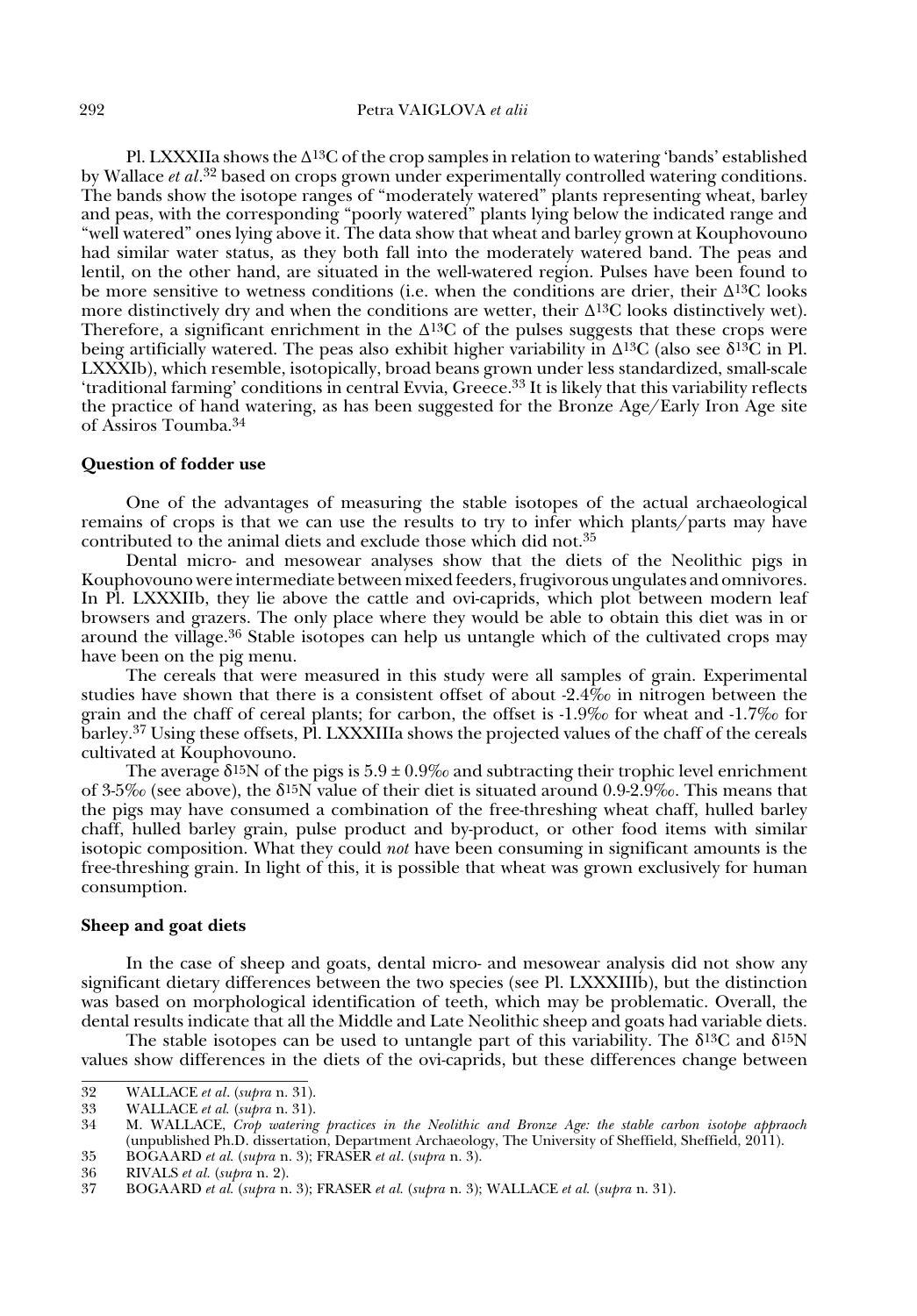Pl. LXXXIIa shows the $\Delta^{13}C$ of the crop samples in relation to watering 'bands' established by Wallace *et al*.[32] based on crops grown under experimentally controlled watering conditions. The bands show the isotope ranges of "moderately watered" plants representing wheat, barley and peas, with the corresponding "poorly watered" plants lying below the indicated range and "well watered" ones lying above it. The data show that wheat and barley grown at Kouphovouno had similar water status, as they both fall into the moderately watered band. The peas and lentil, on the other hand, are situated in the well-watered region. Pulses have been found to be more sensitive to wetness conditions (i.e. when the conditions are drier, their $\Delta^{13}C$ looks more distinctively dry and when the conditions are wetter, their $\Delta^{13}C$ looks distinctively wet). Therefore, a significant enrichment in the $\Delta^{13}C$ of the pulses suggests that these crops were being artificially watered. The peas also exhibit higher variability in $\Delta^{13}C$ (also see $\delta^{13}C$ in Pl. LXXXIb), which resemble, isotopically, broad beans grown under less standardized, small-scale 'traditional farming' conditions in central Evvia, Greece.[33] It is likely that this variability reflects the practice of hand watering, as has been suggested for the Bronze Age/Early Iron Age site of Assiros Toumba.[34]

### Question of fodder use

One of the advantages of measuring the stable isotopes of the actual archaeological remains of crops is that we can use the results to try to infer which plants/parts may have contributed to the animal diets and exclude those which did not.[35]

Dental micro- and mesowear analyses show that the diets of the Neolithic pigs in Kouphovouno were intermediate between mixed feeders, frugivorous ungulates and omnivores. In Pl. LXXXIIb, they lie above the cattle and ovi-caprids, which plot between modern leaf browsers and grazers. The only place where they would be able to obtain this diet was in or around the village.[36] Stable isotopes can help us untangle which of the cultivated crops may have been on the pig menu.

The cereals that were measured in this study were all samples of grain. Experimental studies have shown that there is a consistent offset of about -2.4‰ in nitrogen between the grain and the chaff of cereal plants; for carbon, the offset is -1.9‰ for wheat and -1.7‰ for barley.[37] Using these offsets, Pl. LXXXIIIa shows the projected values of the chaff of the cereals cultivated at Kouphovouno.

The average $\delta^{15}N$ of the pigs is $5.9 \pm 0.9$‰ and subtracting their trophic level enrichment of 3-5‰ (see above), the $\delta^{15}N$ value of their diet is situated around 0.9-2.9‰. This means that the pigs may have consumed a combination of the free-threshing wheat chaff, hulled barley chaff, hulled barley grain, pulse product and by-product, or other food items with similar isotopic composition. What they could *not* have been consuming in significant amounts is the free-threshing grain. In light of this, it is possible that wheat was grown exclusively for human consumption.

### Sheep and goat diets

In the case of sheep and goats, dental micro- and mesowear analysis did not show any significant dietary differences between the two species (see Pl. LXXXIIIb), but the distinction was based on morphological identification of teeth, which may be problematic. Overall, the dental results indicate that all the Middle and Late Neolithic sheep and goats had variable diets.

The stable isotopes can be used to untangle part of this variability. The $\delta^{13}C$ and $\delta^{15}N$ values show differences in the diets of the ovi-caprids, but these differences change between

---

32 WALLACE *et al*. (*supra* n. 31).

33 WALLACE *et al.* (*supra* n. 31).

34 M. WALLACE, *Crop watering practices in the Neolithic and Bronze Age: the stable carbon isotope appraoch* (unpublished Ph.D. dissertation, Department Archaeology, The University of Sheffield, Sheffield, 2011).

35 BOGAARD *et al.* (*supra* n. 3); FRASER *et al*. (*supra* n. 3).

36 RIVALS *et al.* (*supra* n. 2).

37 BOGAARD *et al.* (*supra* n. 3); FRASER *et al.* (*supra* n. 3); WALLACE *et al.* (*supra* n. 31).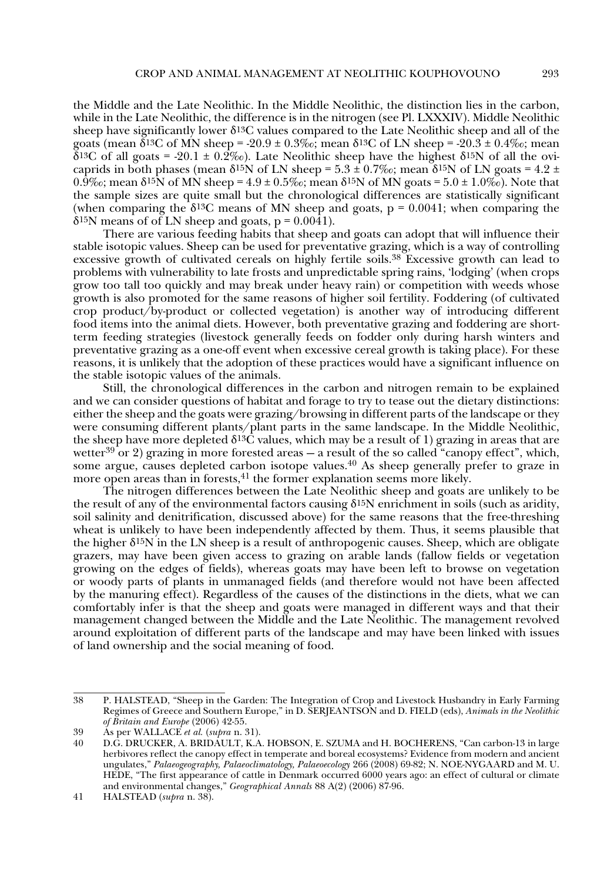the Middle and the Late Neolithic. In the Middle Neolithic, the distinction lies in the carbon, while in the Late Neolithic, the difference is in the nitrogen (see Pl. LXXXIV). Middle Neolithic sheep have significantly lower $\delta^{13}C$ values compared to the Late Neolithic sheep and all of the goats (mean $\delta^{13}C$ of MN sheep = -20.9 ± 0.3‰; mean $\delta^{13}C$ of LN sheep = -20.3 ± 0.4‰; mean $\delta^{13}C$ of all goats = -20.1 ± 0.2‰). Late Neolithic sheep have the highest $\delta^{15}N$ of all the ovicaprids in both phases (mean $\delta^{15}N$ of LN sheep = 5.3 ± 0.7‰; mean $\delta^{15}N$ of LN goats = 4.2 ± 0.9‰; mean $\delta^{15}N$ of MN sheep = 4.9 ± 0.5‰; mean $\delta^{15}N$ of MN goats = 5.0 ± 1.0‰). Note that the sample sizes are quite small but the chronological differences are statistically significant (when comparing the $\delta^{13}C$ means of MN sheep and goats, $p = 0.0041$; when comparing the $\delta^{15}N$ means of of LN sheep and goats, $p = 0.0041$).

There are various feeding habits that sheep and goats can adopt that will influence their stable isotopic values. Sheep can be used for preventative grazing, which is a way of controlling excessive growth of cultivated cereals on highly fertile soils.[38] Excessive growth can lead to problems with vulnerability to late frosts and unpredictable spring rains, 'lodging' (when crops grow too tall too quickly and may break under heavy rain) or competition with weeds whose growth is also promoted for the same reasons of higher soil fertility. Foddering (of cultivated crop product/by-product or collected vegetation) is another way of introducing different food items into the animal diets. However, both preventative grazing and foddering are short-term feeding strategies (livestock generally feeds on fodder only during harsh winters and preventative grazing as a one-off event when excessive cereal growth is taking place). For these reasons, it is unlikely that the adoption of these practices would have a significant influence on the stable isotopic values of the animals.

Still, the chronological differences in the carbon and nitrogen remain to be explained and we can consider questions of habitat and forage to try to tease out the dietary distinctions: either the sheep and the goats were grazing/browsing in different parts of the landscape or they were consuming different plants/plant parts in the same landscape. In the Middle Neolithic, the sheep have more depleted $\delta^{13}C$ values, which may be a result of 1) grazing in areas that are wetter[39] or 2) grazing in more forested areas – a result of the so called "canopy effect", which, some argue, causes depleted carbon isotope values.[40] As sheep generally prefer to graze in more open areas than in forests,[41] the former explanation seems more likely.

The nitrogen differences between the Late Neolithic sheep and goats are unlikely to be the result of any of the environmental factors causing $\delta^{15}N$ enrichment in soils (such as aridity, soil salinity and denitrification, discussed above) for the same reasons that the free-threshing wheat is unlikely to have been independently affected by them. Thus, it seems plausible that the higher $\delta^{15}N$ in the LN sheep is a result of anthropogenic causes. Sheep, which are obligate grazers, may have been given access to grazing on arable lands (fallow fields or vegetation growing on the edges of fields), whereas goats may have been left to browse on vegetation or woody parts of plants in unmanaged fields (and therefore would not have been affected by the manuring effect). Regardless of the causes of the distinctions in the diets, what we can comfortably infer is that the sheep and goats were managed in different ways and that their management changed between the Middle and the Late Neolithic. The management revolved around exploitation of different parts of the landscape and may have been linked with issues of land ownership and the social meaning of food.

---

38 P. HALSTEAD, "Sheep in the Garden: The Integration of Crop and Livestock Husbandry in Early Farming Regimes of Greece and Southern Europe," in D. SERJEANTSON and D. FIELD (eds), *Animals in the Neolithic of Britain and Europe* (2006) 42-55.

39 As per WALLACE *et al.* (*supra* n. 31).

40 D.G. DRUCKER, A. BRIDAULT, K.A. HOBSON, E. SZUMA and H. BOCHERENS, "Can carbon-13 in large herbivores reflect the canopy effect in temperate and boreal ecosystems? Evidence from modern and ancient ungulates," *Palaeogeography, Palaeoclimatology, Palaeoecology* 266 (2008) 69-82; N. NOE-NYGAARD and M. U. HEDE, "The first appearance of cattle in Denmark occurred 6000 years ago: an effect of cultural or climate and environmental changes," *Geographical Annals* 88 A(2) (2006) 87-96.

41 HALSTEAD (*supra* n. 38).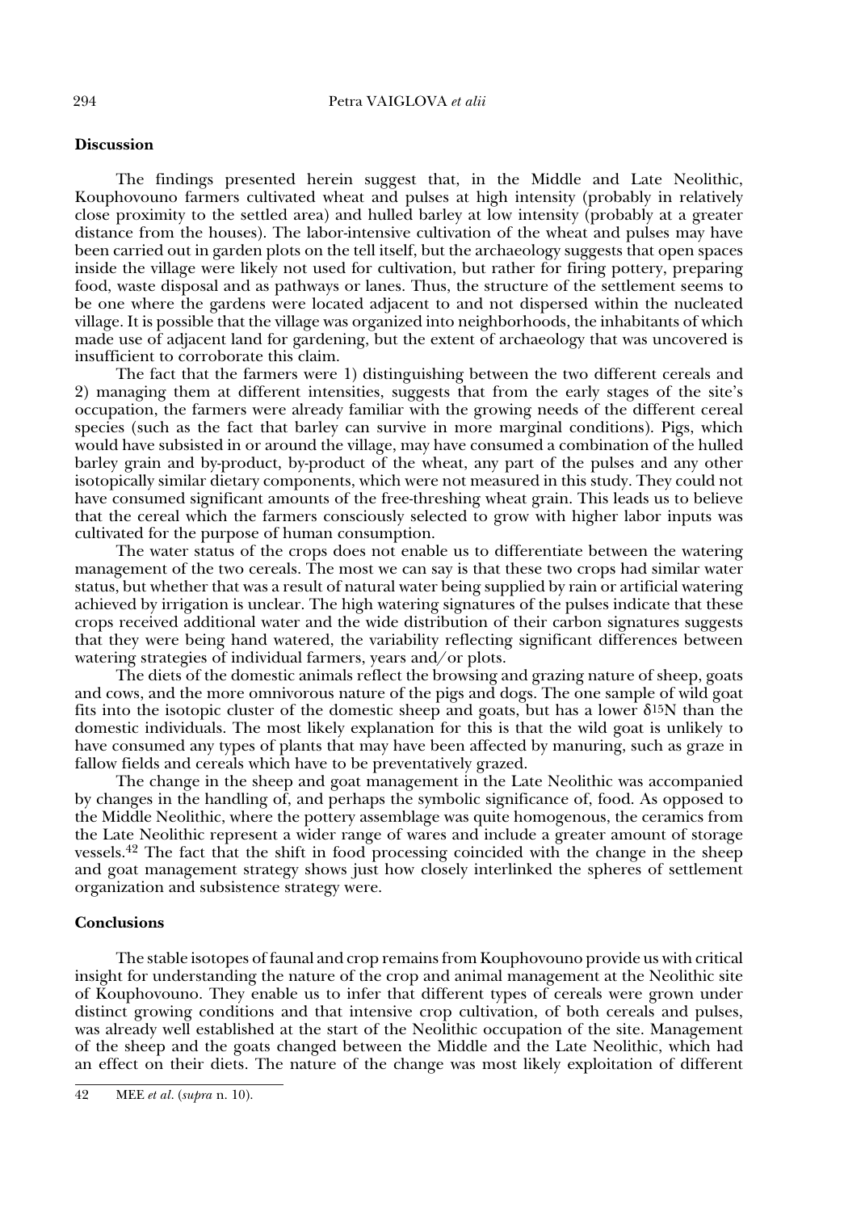## Discussion

The findings presented herein suggest that, in the Middle and Late Neolithic, Kouphovouno farmers cultivated wheat and pulses at high intensity (probably in relatively close proximity to the settled area) and hulled barley at low intensity (probably at a greater distance from the houses). The labor-intensive cultivation of the wheat and pulses may have been carried out in garden plots on the tell itself, but the archaeology suggests that open spaces inside the village were likely not used for cultivation, but rather for firing pottery, preparing food, waste disposal and as pathways or lanes. Thus, the structure of the settlement seems to be one where the gardens were located adjacent to and not dispersed within the nucleated village. It is possible that the village was organized into neighborhoods, the inhabitants of which made use of adjacent land for gardening, but the extent of archaeology that was uncovered is insufficient to corroborate this claim.

The fact that the farmers were 1) distinguishing between the two different cereals and 2) managing them at different intensities, suggests that from the early stages of the site's occupation, the farmers were already familiar with the growing needs of the different cereal species (such as the fact that barley can survive in more marginal conditions). Pigs, which would have subsisted in or around the village, may have consumed a combination of the hulled barley grain and by-product, by-product of the wheat, any part of the pulses and any other isotopically similar dietary components, which were not measured in this study. They could not have consumed significant amounts of the free-threshing wheat grain. This leads us to believe that the cereal which the farmers consciously selected to grow with higher labor inputs was cultivated for the purpose of human consumption.

The water status of the crops does not enable us to differentiate between the watering management of the two cereals. The most we can say is that these two crops had similar water status, but whether that was a result of natural water being supplied by rain or artificial watering achieved by irrigation is unclear. The high watering signatures of the pulses indicate that these crops received additional water and the wide distribution of their carbon signatures suggests that they were being hand watered, the variability reflecting significant differences between watering strategies of individual farmers, years and/or plots.

The diets of the domestic animals reflect the browsing and grazing nature of sheep, goats and cows, and the more omnivorous nature of the pigs and dogs. The one sample of wild goat fits into the isotopic cluster of the domestic sheep and goats, but has a lower $\delta^{15}N$ than the domestic individuals. The most likely explanation for this is that the wild goat is unlikely to have consumed any types of plants that may have been affected by manuring, such as graze in fallow fields and cereals which have to be preventatively grazed.

The change in the sheep and goat management in the Late Neolithic was accompanied by changes in the handling of, and perhaps the symbolic significance of, food. As opposed to the Middle Neolithic, where the pottery assemblage was quite homogenous, the ceramics from the Late Neolithic represent a wider range of wares and include a greater amount of storage vessels.[42] The fact that the shift in food processing coincided with the change in the sheep and goat management strategy shows just how closely interlinked the spheres of settlement organization and subsistence strategy were.

## Conclusions

The stable isotopes of faunal and crop remains from Kouphovouno provide us with critical insight for understanding the nature of the crop and animal management at the Neolithic site of Kouphovouno. They enable us to infer that different types of cereals were grown under distinct growing conditions and that intensive crop cultivation, of both cereals and pulses, was already well established at the start of the Neolithic occupation of the site. Management of the sheep and the goats changed between the Middle and the Late Neolithic, which had an effect on their diets. The nature of the change was most likely exploitation of different

---

42 MEE *et al*. (*supra* n. 10).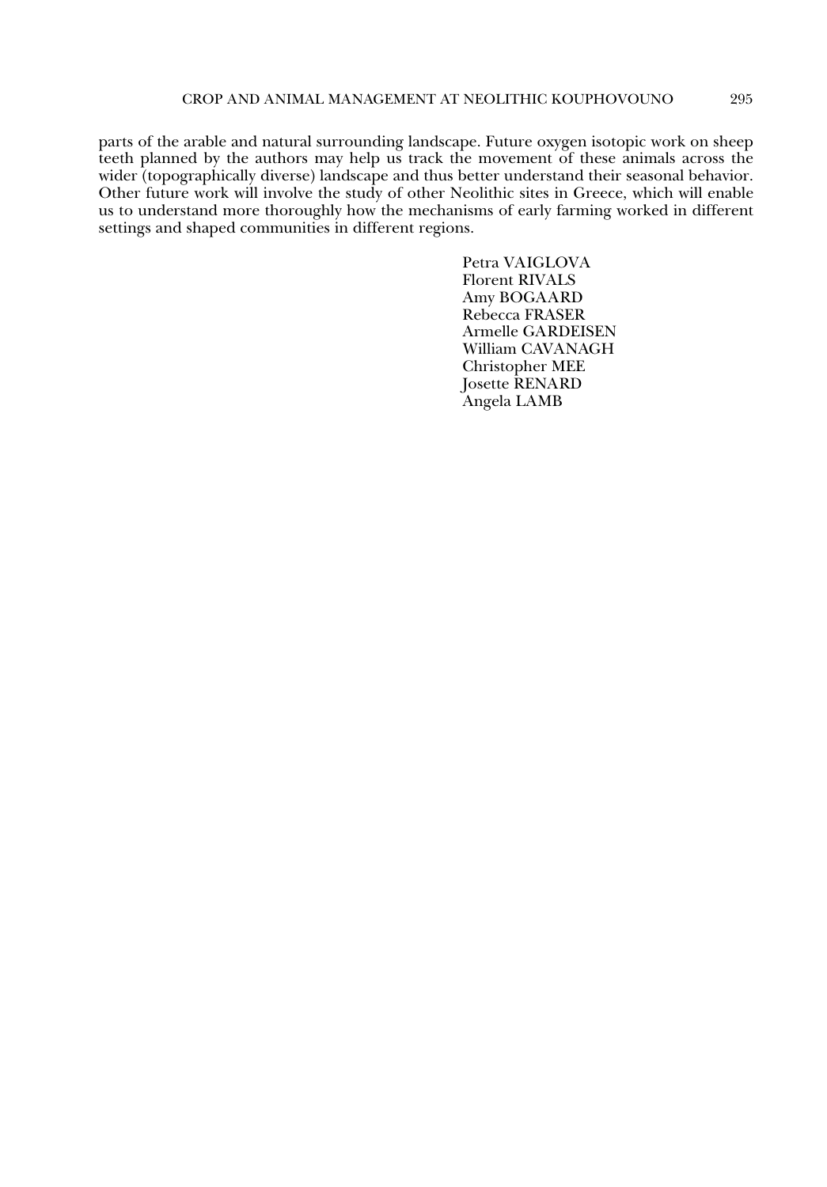parts of the arable and natural surrounding landscape. Future oxygen isotopic work on sheep teeth planned by the authors may help us track the movement of these animals across the wider (topographically diverse) landscape and thus better understand their seasonal behavior. Other future work will involve the study of other Neolithic sites in Greece, which will enable us to understand more thoroughly how the mechanisms of early farming worked in different settings and shaped communities in different regions.

Petra VAIGLOVA
Florent RIVALS
Amy BOGAARD
Rebecca FRASER
Armelle GARDEISEN
William CAVANAGH
Christopher MEE
Josette RENARD
Angela LAMB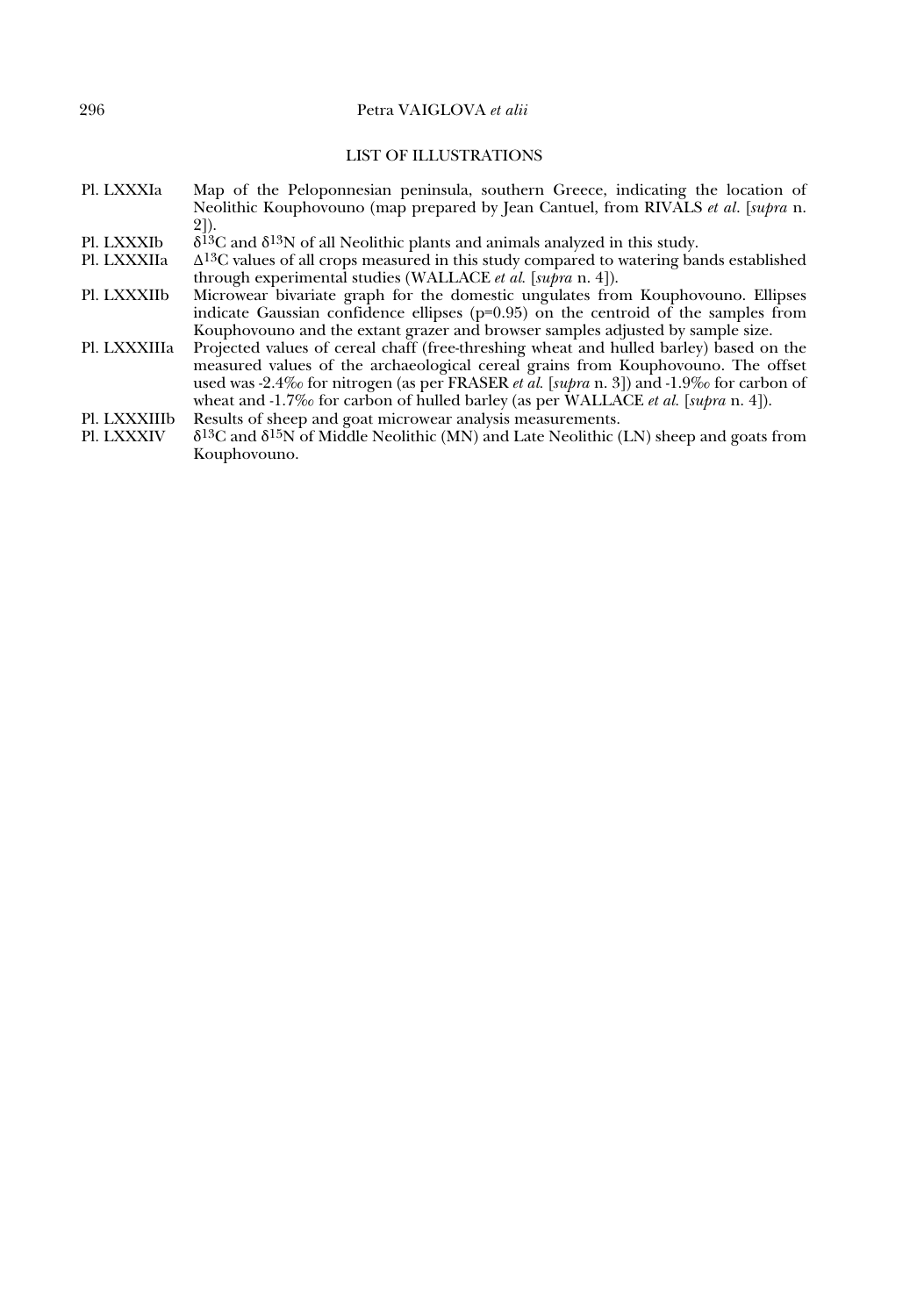## LIST OF ILLUSTRATIONS

| | |
|---|---|
| Pl. LXXXIa | Map of the Peloponnesian peninsula, southern Greece, indicating the location of Neolithic Kouphovouno (map prepared by Jean Cantuel, from RIVALS *et al*. [*supra* n. 2]). |
| Pl. LXXXIb | $\delta^{13}C$ and $\delta^{13}N$ of all Neolithic plants and animals analyzed in this study. |
| Pl. LXXXIIa | $\Delta^{13}C$ values of all crops measured in this study compared to watering bands established through experimental studies (WALLACE *et al.* [*supra* n. 4]). |
| Pl. LXXXIIb | Microwear bivariate graph for the domestic ungulates from Kouphovouno. Ellipses indicate Gaussian confidence ellipses (p=0.95) on the centroid of the samples from Kouphovouno and the extant grazer and browser samples adjusted by sample size. |
| Pl. LXXXIIIa | Projected values of cereal chaff (free-threshing wheat and hulled barley) based on the measured values of the archaeological cereal grains from Kouphovouno. The offset used was -2.4‰ for nitrogen (as per FRASER *et al.* [*supra* n. 3]) and -1.9‰ for carbon of wheat and -1.7‰ for carbon of hulled barley (as per WALLACE *et al.* [*supra* n. 4]). |
| Pl. LXXXIIIb | Results of sheep and goat microwear analysis measurements. |
| Pl. LXXXIV | $\delta^{13}C$ and $\delta^{15}N$ of Middle Neolithic (MN) and Late Neolithic (LN) sheep and goats from Kouphovouno. |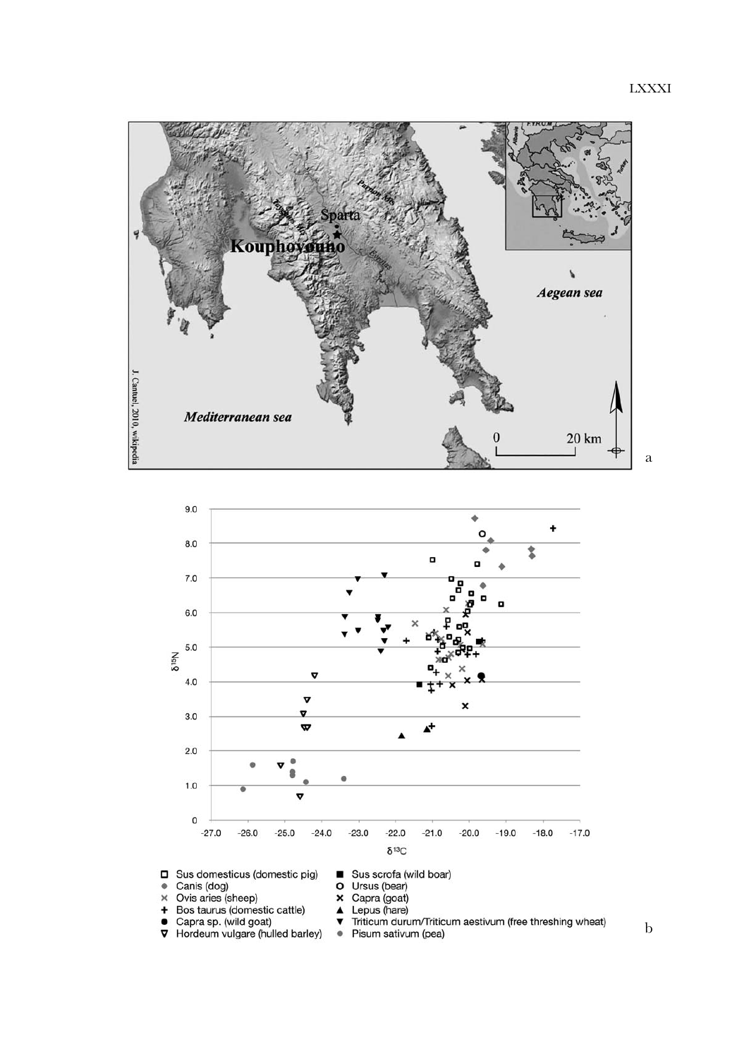Sparta

Kouphovouno

Aegean sea

Mediterranean sea

0 20 km

J. Cantuel, 2010, wikipedia

a

$\delta^{15}N$

$\delta^{13}C$

- □ Sus domesticus (domestic pig)
- ● Canis (dog)
- × Ovis aries (sheep)
- + Bos taurus (domestic cattle)
- ● Capra sp. (wild goat)
- ▽ Hordeum vulgare (hulled barley)
- ■ Sus scrofa (wild boar)
- O Ursus (bear)
- × Capra (goat)
- ▲ Lepus (hare)
- ▼ Triticum durum/Triticum aestivum (free threshing wheat)
- ● Pisum sativum (pea)

b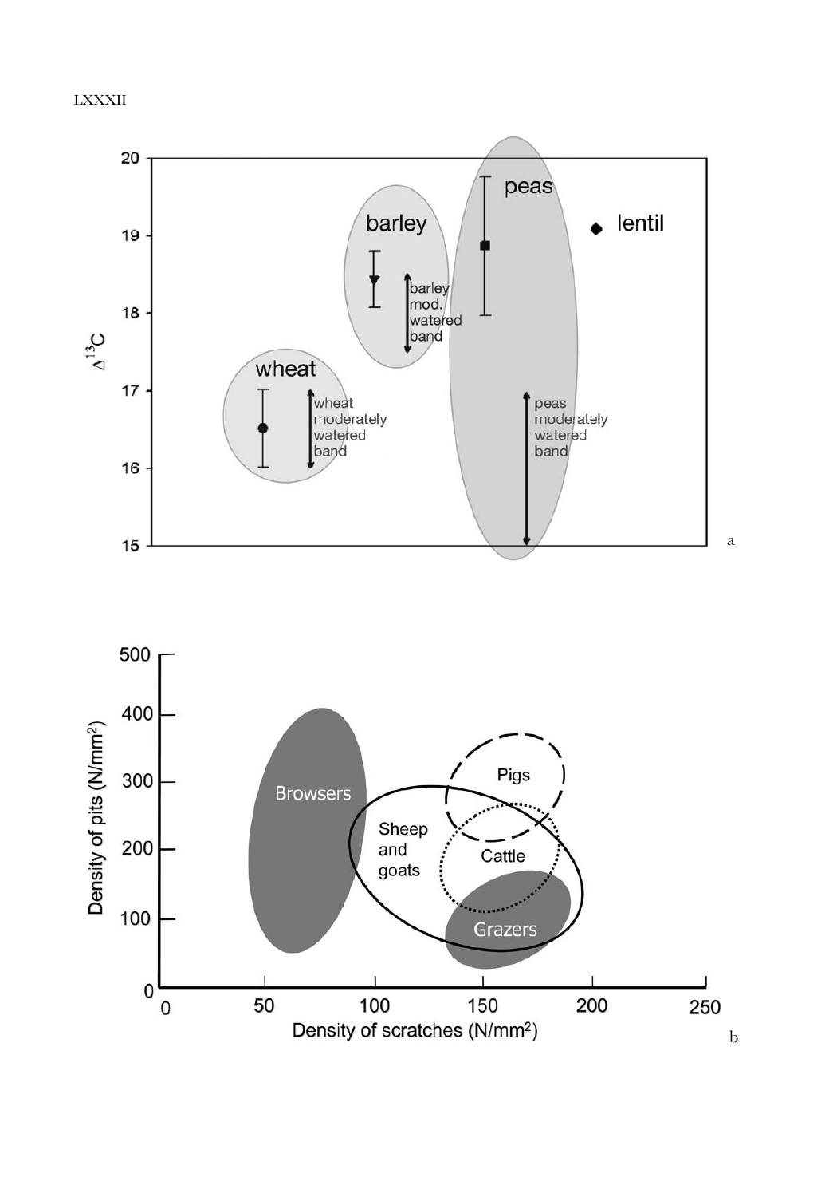LXXXII

20
19
18
17
16
15

$\Delta^{13}C$

peas

barley

lentil

barley mod. watered band

wheat

wheat moderately watered band

peas moderately watered band

a

500
400
300
200
100
0

Density of pits (N/mm²)

Browsers

Pigs

Sheep and goats

Cattle

Grazers

0 50 100 150 200 250

Density of scratches (N/mm²)

b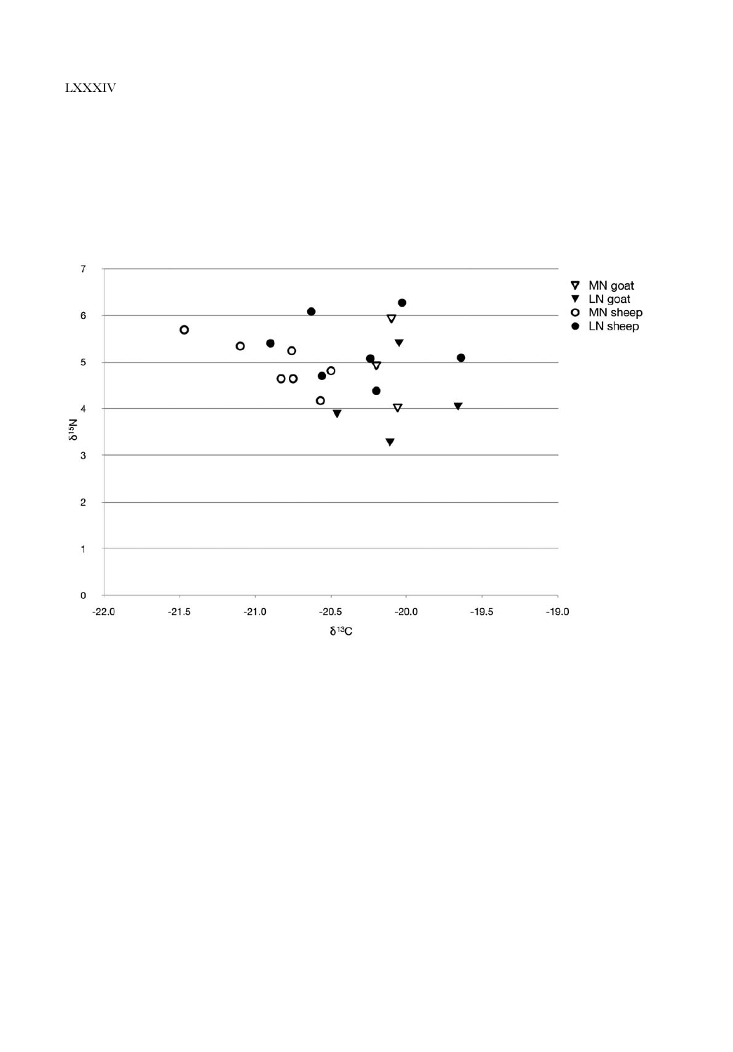LXXXIV

7

6

5

4

3

2

1

0

-22.0

-21.5

-21.0

-20.5

-20.0

-19.5

-19.0

$\delta^{15}N$

$\delta^{13}C$

MN goat

LN goat

MN sheep

LN sheep